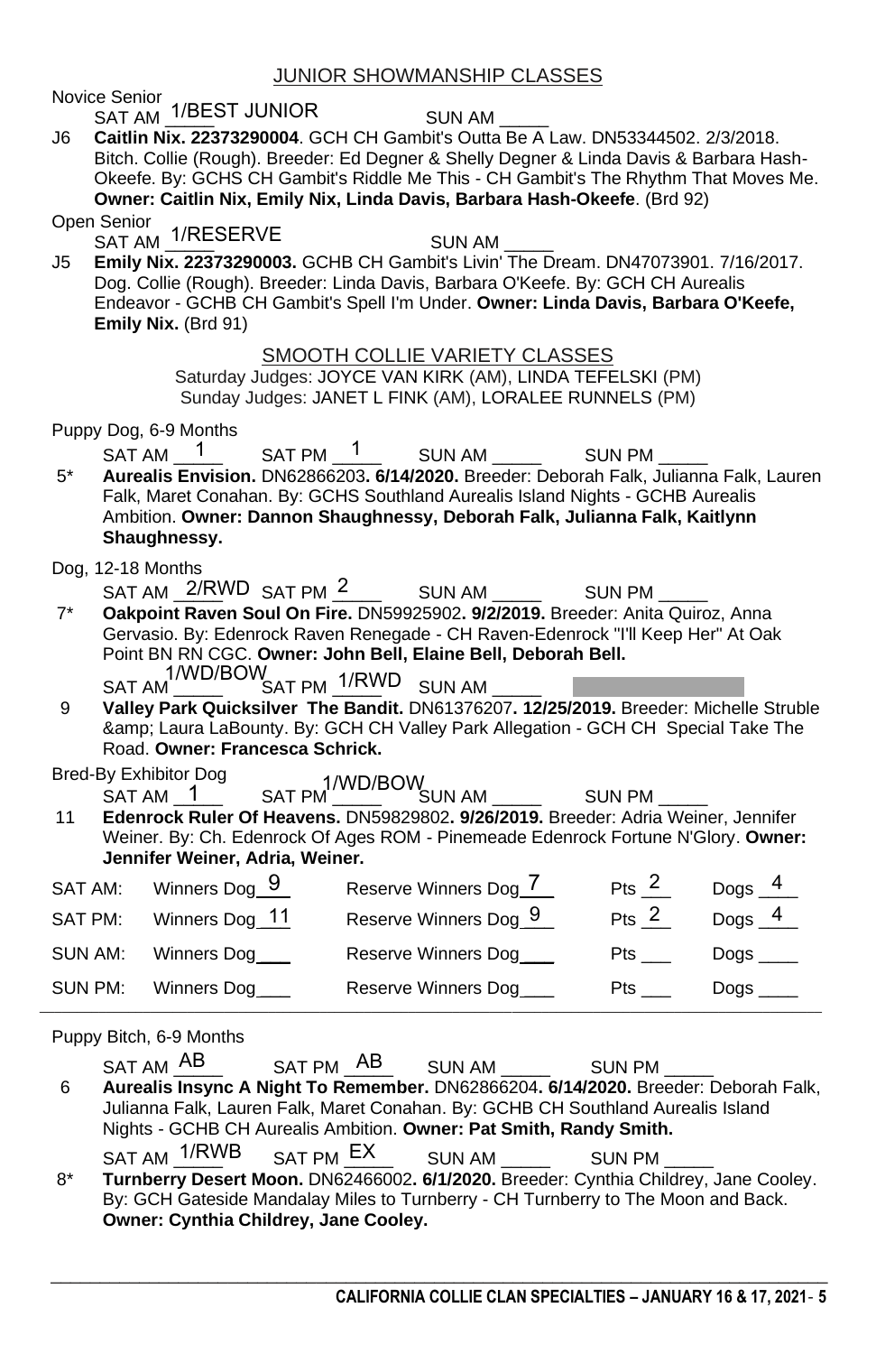## JUNIOR SHOWMANSHIP CLASSES

Novice Senior

SAT AM 1/BEST JUNIOR SUN AM _____

J6 **Caitlin Nix. 22373290004**. GCH CH Gambit's Outta Be A Law. DN53344502. 2/3/2018. Bitch. Collie (Rough). Breeder: Ed Degner & Shelly Degner & Linda Davis & Barbara Hash-Okeefe. By: GCHS CH Gambit's Riddle Me This - CH Gambit's The Rhythm That Moves Me. **Owner: Caitlin Nix, Emily Nix, Linda Davis, Barbara Hash-Okeefe**. (Brd 92)

Open Senior

SAT AM 1/RESERVE SUN AM _____

J5 **Emily Nix. 22373290003.** GCHB CH Gambit's Livin' The Dream. DN47073901. 7/16/2017. Dog. Collie (Rough). Breeder: Linda Davis, Barbara O'Keefe. By: GCH CH Aurealis Endeavor - GCHB CH Gambit's Spell I'm Under. **Owner: Linda Davis, Barbara O'Keefe, Emily Nix.** (Brd 91)

## SMOOTH COLLIE VARIETY CLASSES

Saturday Judges: JOYCE VAN KIRK (AM), LINDA TEFELSKI (PM)
Sunday Judges: JANET L FINK (AM), LORALEE RUNNELS (PM)

Puppy Dog, 6-9 Months

SAT AM 1 SAT PM 1 SUN AM _____ SUN PM _____

5* **Aurealis Envision.** DN62866203**. 6/14/2020.** Breeder: Deborah Falk, Julianna Falk, Lauren Falk, Maret Conahan. By: GCHS Southland Aurealis Island Nights - GCHB Aurealis Ambition. **Owner: Dannon Shaughnessy, Deborah Falk, Julianna Falk, Kaitlynn Shaughnessy.**

Dog, 12-18 Months

SAT AM 2/RWD SAT PM 2 SUN AM _____ SUN PM _____

7* **Oakpoint Raven Soul On Fire.** DN59925902**. 9/2/2019.** Breeder: Anita Quiroz, Anna Gervasio. By: Edenrock Raven Renegade - CH Raven-Edenrock "I'll Keep Her" At Oak Point BN RN CGC. **Owner: John Bell, Elaine Bell, Deborah Bell.**

SAT AM 1/WD/BOW SAT PM 1/RWD SUN AM _____

9 **Valley Park Quicksilver The Bandit.** DN61376207**. 12/25/2019.** Breeder: Michelle Struble &amp; Laura LaBounty. By: GCH CH Valley Park Allegation - GCH CH Special Take The Road. **Owner: Francesca Schrick.**

Bred-By Exhibitor Dog

SAT AM 1 SAT PM 1/WD/BOW SUN AM _____ SUN PM _____

11 **Edenrock Ruler Of Heavens.** DN59829802**. 9/26/2019.** Breeder: Adria Weiner, Jennifer Weiner. By: Ch. Edenrock Of Ages ROM - Pinemeade Edenrock Fortune N'Glory. **Owner: Jennifer Weiner, Adria, Weiner.**

| | | | | |
|---|---|---|---|---|
| SAT AM: | Winners Dog 9 | Reserve Winners Dog 7 | Pts 2 | Dogs 4 |
| SAT PM: | Winners Dog 11 | Reserve Winners Dog 9 | Pts 2 | Dogs 4 |
| SUN AM: | Winners Dog ___ | Reserve Winners Dog ___ | Pts ___ | Dogs ___ |
| SUN PM: | Winners Dog ___ | Reserve Winners Dog ___ | Pts ___ | Dogs ___ |

Puppy Bitch, 6-9 Months

SAT AM AB SAT PM AB SUN AM _____ SUN PM _____

6 **Aurealis Insync A Night To Remember.** DN62866204**. 6/14/2020.** Breeder: Deborah Falk, Julianna Falk, Lauren Falk, Maret Conahan. By: GCHB CH Southland Aurealis Island Nights - GCHB CH Aurealis Ambition. **Owner: Pat Smith, Randy Smith.**

SAT AM 1/RWB SAT PM EX SUN AM _____ SUN PM _____

8* **Turnberry Desert Moon.** DN62466002**. 6/1/2020.** Breeder: Cynthia Childrey, Jane Cooley. By: GCH Gateside Mandalay Miles to Turnberry - CH Turnberry to The Moon and Back. **Owner: Cynthia Childrey, Jane Cooley.**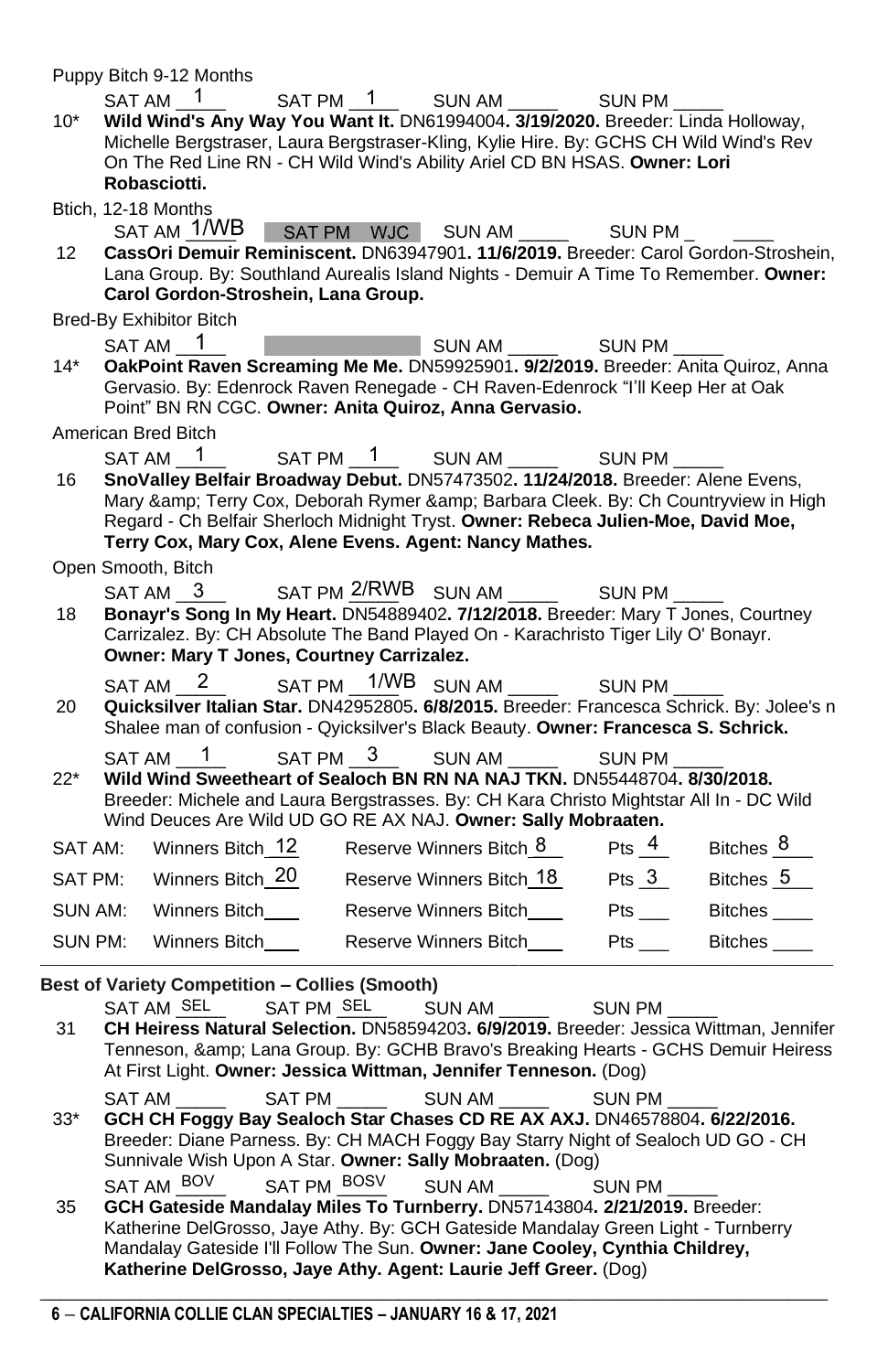Puppy Bitch 9-12 Months

SAT AM 1 SAT PM 1 SUN AM _____ SUN PM _____

10* **Wild Wind's Any Way You Want It.** DN61994004**. 3/19/2020.** Breeder: Linda Holloway, Michelle Bergstraser, Laura Bergstraser-Kling, Kylie Hire. By: GCHS CH Wild Wind's Rev On The Red Line RN - CH Wild Wind's Ability Ariel CD BN HSAS. **Owner: Lori Robasciotti.**

Btich, 12-18 Months

SAT AM 1/WB SAT PM WJC SUN AM _____ SUN PM _____

12 **CassOri Demuir Reminiscent.** DN63947901**. 11/6/2019.** Breeder: Carol Gordon-Stroshein, Lana Group. By: Southland Aurealis Island Nights - Demuir A Time To Remember. **Owner: Carol Gordon-Stroshein, Lana Group.**

Bred-By Exhibitor Bitch

SAT AM 1 SUN AM _____ SUN PM _____

14* **OakPoint Raven Screaming Me Me.** DN59925901**. 9/2/2019.** Breeder: Anita Quiroz, Anna Gervasio. By: Edenrock Raven Renegade - CH Raven-Edenrock "I'll Keep Her at Oak Point" BN RN CGC. **Owner: Anita Quiroz, Anna Gervasio.**

American Bred Bitch

SAT AM 1 SAT PM 1 SUN AM _____ SUN PM _____

16 **SnoValley Belfair Broadway Debut.** DN57473502**. 11/24/2018.** Breeder: Alene Evens, Mary &amp; Terry Cox, Deborah Rymer &amp; Barbara Cleek. By: Ch Countryview in High Regard - Ch Belfair Sherloch Midnight Tryst. **Owner: Rebeca Julien-Moe, David Moe, Terry Cox, Mary Cox, Alene Evens. Agent: Nancy Mathes.**

Open Smooth, Bitch

SAT AM 3 SAT PM 2/RWB SUN AM _____ SUN PM _____

18 **Bonayr's Song In My Heart.** DN54889402**. 7/12/2018.** Breeder: Mary T Jones, Courtney Carrizalez. By: CH Absolute The Band Played On - Karachristo Tiger Lily O' Bonayr. **Owner: Mary T Jones, Courtney Carrizalez.**

SAT AM 2 SAT PM 1/WB SUN AM _____ SUN PM _____

20 **Quicksilver Italian Star.** DN42952805**. 6/8/2015.** Breeder: Francesca Schrick. By: Jolee's n Shalee man of confusion - Qyicksilver's Black Beauty. **Owner: Francesca S. Schrick.**

SAT AM 1 SAT PM 3 SUN AM _____ SUN PM _____

22* **Wild Wind Sweetheart of Sealoch BN RN NA NAJ TKN.** DN55448704**. 8/30/2018.** Breeder: Michele and Laura Bergstrasses. By: CH Kara Christo Mightstar All In - DC Wild Wind Deuces Are Wild UD GO RE AX NAJ. **Owner: Sally Mobraaten.**

| | | | | |
|---|---|---|---|---|
| SAT AM: | Winners Bitch 12 | Reserve Winners Bitch 8 | Pts 4 | Bitches 8 |
| SAT PM: | Winners Bitch 20 | Reserve Winners Bitch 18 | Pts 3 | Bitches 5 |
| SUN AM: | Winners Bitch ___ | Reserve Winners Bitch ___ | Pts ___ | Bitches ___ |
| SUN PM: | Winners Bitch ___ | Reserve Winners Bitch ___ | Pts ___ | Bitches ___ |

**Best of Variety Competition – Collies (Smooth)**

SAT AM SEL SAT PM SEL SUN AM _____ SUN PM _____

31 **CH Heiress Natural Selection.** DN58594203**. 6/9/2019.** Breeder: Jessica Wittman, Jennifer Tenneson, &amp; Lana Group. By: GCHB Bravo's Breaking Hearts - GCHS Demuir Heiress At First Light. **Owner: Jessica Wittman, Jennifer Tenneson.** (Dog)

SAT AM _____ SAT PM _____ SUN AM _____ SUN PM _____

33* **GCH CH Foggy Bay Sealoch Star Chases CD RE AX AXJ.** DN46578804**. 6/22/2016.** Breeder: Diane Parness. By: CH MACH Foggy Bay Starry Night of Sealoch UD GO - CH Sunnivale Wish Upon A Star. **Owner: Sally Mobraaten.** (Dog)

SAT AM BOV SAT PM BOSV SUN AM _____ SUN PM _____

35 **GCH Gateside Mandalay Miles To Turnberry.** DN57143804**. 2/21/2019.** Breeder: Katherine DelGrosso, Jaye Athy. By: GCH Gateside Mandalay Green Light - Turnberry Mandalay Gateside I'll Follow The Sun. **Owner: Jane Cooley, Cynthia Childrey, Katherine DelGrosso, Jaye Athy. Agent: Laurie Jeff Greer.** (Dog)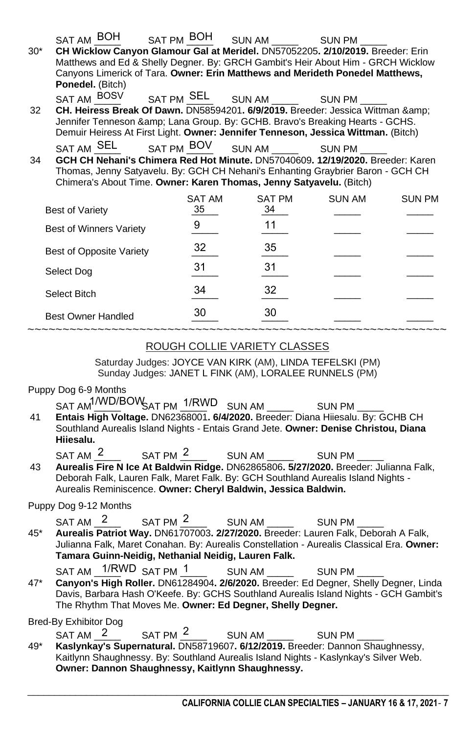SAT AM BOH SAT PM BOH SUN AM _____ SUN PM _____

30* **CH Wicklow Canyon Glamour Gal at Meridel.** DN57052205**. 2/10/2019.** Breeder: Erin Matthews and Ed & Shelly Degner. By: GRCH Gambit's Heir About Him - GRCH Wicklow Canyons Limerick of Tara. **Owner: Erin Matthews and Merideth Ponedel Matthews, Ponedel.** (Bitch)

SAT AM BOSV SAT PM SEL SUN AM _____ SUN PM _____

32 **CH. Heiress Break Of Dawn.** DN58594201**. 6/9/2019.** Breeder: Jessica Wittman &amp; Jennifer Tenneson &amp; Lana Group. By: GCHB. Bravo's Breaking Hearts - GCHS. Demuir Heiress At First Light. **Owner: Jennifer Tenneson, Jessica Wittman.** (Bitch)

SAT AM SEL SAT PM BOV SUN AM _____ SUN PM _____

34 **GCH CH Nehani's Chimera Red Hot Minute.** DN57040609**. 12/19/2020.** Breeder: Karen Thomas, Jenny Satyavelu. By: GCH CH Nehani's Enhanting Graybrier Baron - GCH CH Chimera's About Time. **Owner: Karen Thomas, Jenny Satyavelu.** (Bitch)

| | SAT AM | SAT PM | SUN AM | SUN PM |
|---|---|---|---|---|
| Best of Variety | 35 | 34 | | |
| Best of Winners Variety | 9 | 11 | | |
| Best of Opposite Variety | 32 | 35 | | |
| Select Dog | 31 | 31 | | |
| Select Bitch | 34 | 32 | | |
| Best Owner Handled | 30 | 30 | | |

## ROUGH COLLIE VARIETY CLASSES

Saturday Judges: JOYCE VAN KIRK (AM), LINDA TEFELSKI (PM)
Sunday Judges: JANET L FINK (AM), LORALEE RUNNELS (PM)

Puppy Dog 6-9 Months

SAT AM 1/WD/BOW SAT PM 1/RWD SUN AM _____ SUN PM _____

41 **Entais High Voltage.** DN62368001**. 6/4/2020.** Breeder: Diana Hiiesalu. By: GCHB CH Southland Aurealis Island Nights - Entais Grand Jete. **Owner: Denise Christou, Diana Hiiesalu.**

SAT AM 2 SAT PM 2 SUN AM _____ SUN PM _____

43 **Aurealis Fire N Ice At Baldwin Ridge.** DN62865806**. 5/27/2020.** Breeder: Julianna Falk, Deborah Falk, Lauren Falk, Maret Falk. By: GCH Southland Aurealis Island Nights - Aurealis Reminiscence. **Owner: Cheryl Baldwin, Jessica Baldwin.**

Puppy Dog 9-12 Months

SAT AM 2 SAT PM 2 SUN AM _____ SUN PM _____

45* **Aurealis Patriot Way.** DN61707003**. 2/27/2020.** Breeder: Lauren Falk, Deborah A Falk, Julianna Falk, Maret Conahan. By: Aurealis Constellation - Aurealis Classical Era. **Owner: Tamara Guinn-Neidig, Nethanial Neidig, Lauren Falk.**

SAT AM 1/RWD SAT PM 1 SUN AM _____ SUN PM _____

47* **Canyon's High Roller.** DN61284904**. 2/6/2020.** Breeder: Ed Degner, Shelly Degner, Linda Davis, Barbara Hash O'Keefe. By: GCHS Southland Aurealis Island Nights - GCH Gambit's The Rhythm That Moves Me. **Owner: Ed Degner, Shelly Degner.**

Bred-By Exhibitor Dog

SAT AM 2 SAT PM 2 SUN AM _____ SUN PM _____

49* **Kaslynkay's Supernatural.** DN58719607**. 6/12/2019.** Breeder: Dannon Shaughnessy, Kaitlynn Shaughnessy. By: Southland Aurealis Island Nights - Kaslynkay's Silver Web. **Owner: Dannon Shaughnessy, Kaitlynn Shaughnessy.**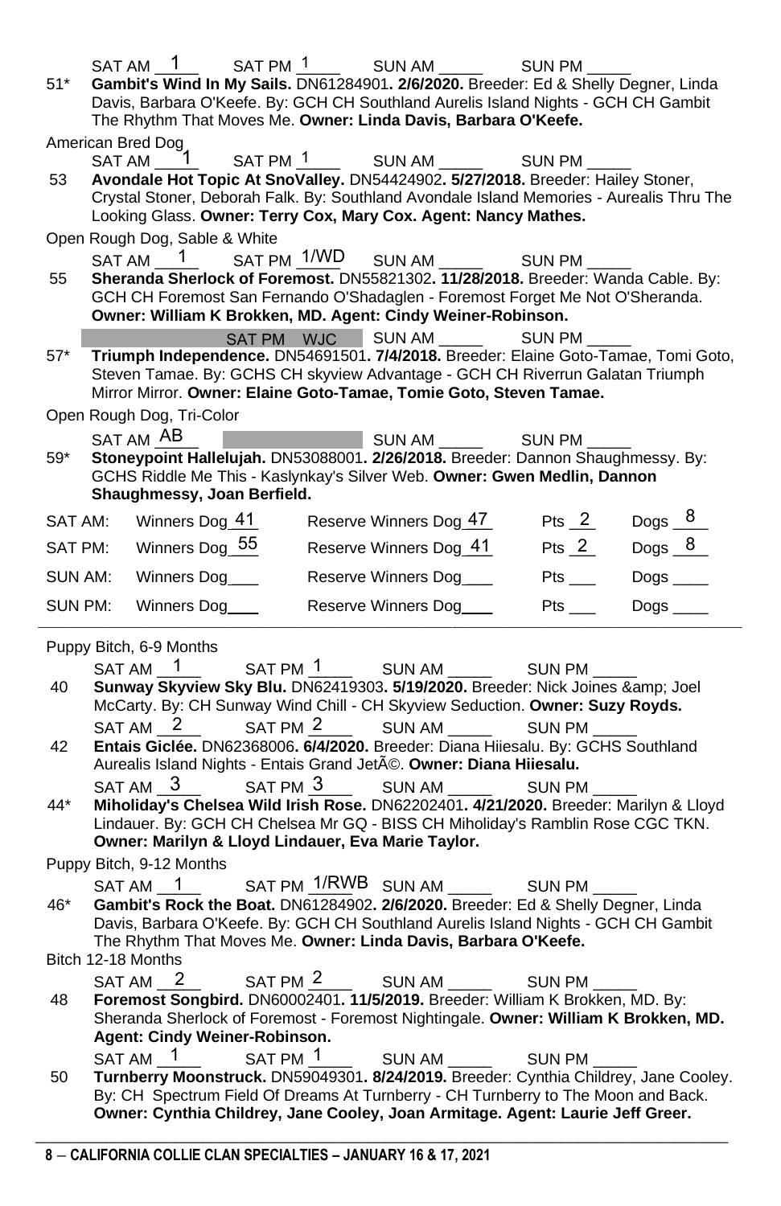SAT AM 1 SAT PM 1 SUN AM _____ SUN PM _____

51* **Gambit's Wind In My Sails.** DN61284901**. 2/6/2020.** Breeder: Ed & Shelly Degner, Linda Davis, Barbara O'Keefe. By: GCH CH Southland Aurelis Island Nights - GCH CH Gambit The Rhythm That Moves Me. **Owner: Linda Davis, Barbara O'Keefe.**

American Bred Dog

SAT AM 1 SAT PM 1 SUN AM _____ SUN PM _____

53 **Avondale Hot Topic At SnoValley.** DN54424902**. 5/27/2018.** Breeder: Hailey Stoner, Crystal Stoner, Deborah Falk. By: Southland Avondale Island Memories - Aurealis Thru The Looking Glass. **Owner: Terry Cox, Mary Cox. Agent: Nancy Mathes.**

Open Rough Dog, Sable & White

SAT AM 1 SAT PM 1/WD SUN AM _____ SUN PM _____

55 **Sheranda Sherlock of Foremost.** DN55821302**. 11/28/2018.** Breeder: Wanda Cable. By: GCH CH Foremost San Fernando O'Shadaglen - Foremost Forget Me Not O'Sheranda. **Owner: William K Brokken, MD. Agent: Cindy Weiner-Robinson.**

SAT PM WJC SUN AM _____ SUN PM _____

57* **Triumph Independence.** DN54691501**. 7/4/2018.** Breeder: Elaine Goto-Tamae, Tomi Goto, Steven Tamae. By: GCHS CH skyview Advantage - GCH CH Riverrun Galatan Triumph Mirror Mirror. **Owner: Elaine Goto-Tamae, Tomie Goto, Steven Tamae.**

Open Rough Dog, Tri-Color

SAT AM AB SUN AM _____ SUN PM _____

59* **Stoneypoint Hallelujah.** DN53088001**. 2/26/2018.** Breeder: Dannon Shaughmessy. By: GCHS Riddle Me This - Kaslynkay's Silver Web. **Owner: Gwen Medlin, Dannon Shaughmessy, Joan Berfield.**

| | | | | |
|---|---|---|---|---|
| SAT AM: | Winners Dog 41 | Reserve Winners Dog 47 | Pts 2 | Dogs 8 |
| SAT PM: | Winners Dog 55 | Reserve Winners Dog 41 | Pts 2 | Dogs 8 |
| SUN AM: | Winners Dog___ | Reserve Winners Dog___ | Pts ___ | Dogs ____ |
| SUN PM: | Winners Dog___ | Reserve Winners Dog___ | Pts ___ | Dogs ____ |

Puppy Bitch, 6-9 Months

SAT AM 1 SAT PM 1 SUN AM _____ SUN PM _____

40 **Sunway Skyview Sky Blu.** DN62419303**. 5/19/2020.** Breeder: Nick Joines &amp; Joel McCarty. By: CH Sunway Wind Chill - CH Skyview Seduction. **Owner: Suzy Royds.**

SAT AM 2 SAT PM 2 SUN AM _____ SUN PM _____

42 **Entais Giclée.** DN62368006**. 6/4/2020.** Breeder: Diana Hiiesalu. By: GCHS Southland Aurealis Island Nights - Entais Grand JetÃ©. **Owner: Diana Hiiesalu.**

SAT AM 3 SAT PM 3 SUN AM _____ SUN PM _____

44* **Miholiday's Chelsea Wild Irish Rose.** DN62202401**. 4/21/2020.** Breeder: Marilyn & Lloyd Lindauer. By: GCH CH Chelsea Mr GQ - BISS CH Miholiday's Ramblin Rose CGC TKN. **Owner: Marilyn & Lloyd Lindauer, Eva Marie Taylor.**

Puppy Bitch, 9-12 Months

SAT AM 1 SAT PM 1/RWB SUN AM _____ SUN PM _____

46* **Gambit's Rock the Boat.** DN61284902**. 2/6/2020.** Breeder: Ed & Shelly Degner, Linda Davis, Barbara O'Keefe. By: GCH CH Southland Aurelis Island Nights - GCH CH Gambit The Rhythm That Moves Me. **Owner: Linda Davis, Barbara O'Keefe.**

Bitch 12-18 Months

SAT AM 2 SAT PM 2 SUN AM _____ SUN PM _____

48 **Foremost Songbird.** DN60002401**. 11/5/2019.** Breeder: William K Brokken, MD. By: Sheranda Sherlock of Foremost - Foremost Nightingale. **Owner: William K Brokken, MD. Agent: Cindy Weiner-Robinson.**

SAT AM 1 SAT PM 1 SUN AM _____ SUN PM _____

50 **Turnberry Moonstruck.** DN59049301**. 8/24/2019.** Breeder: Cynthia Childrey, Jane Cooley. By: CH Spectrum Field Of Dreams At Turnberry - CH Turnberry to The Moon and Back. **Owner: Cynthia Childrey, Jane Cooley, Joan Armitage. Agent: Laurie Jeff Greer.**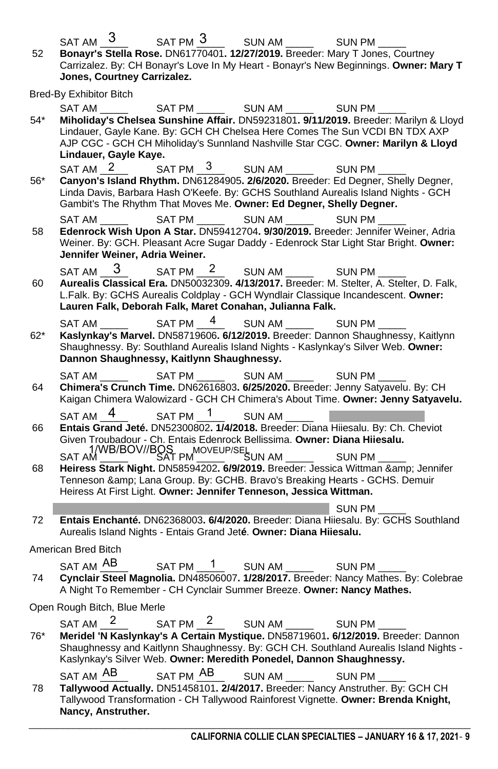SAT AM 3 SAT PM 3 SUN AM _____ SUN PM _____

52 **Bonayr's Stella Rose.** DN61770401**. 12/27/2019.** Breeder: Mary T Jones, Courtney Carrizalez. By: CH Bonayr's Love In My Heart - Bonayr's New Beginnings. **Owner: Mary T Jones, Courtney Carrizalez.**

Bred-By Exhibitor Bitch

SAT AM _____ SAT PM _____ SUN AM _____ SUN PM _____

54* **Miholiday's Chelsea Sunshine Affair.** DN59231801**. 9/11/2019.** Breeder: Marilyn & Lloyd Lindauer, Gayle Kane. By: GCH CH Chelsea Here Comes The Sun VCDI BN TDX AXP AJP CGC - GCH CH Miholiday's Sunnland Nashville Star CGC. **Owner: Marilyn & Lloyd Lindauer, Gayle Kaye.**

SAT AM 2 SAT PM 3 SUN AM _____ SUN PM _____

56* **Canyon's Island Rhythm.** DN61284905**. 2/6/2020.** Breeder: Ed Degner, Shelly Degner, Linda Davis, Barbara Hash O'Keefe. By: GCHS Southland Aurealis Island Nights - GCH Gambit's The Rhythm That Moves Me. **Owner: Ed Degner, Shelly Degner.**

SAT AM _____ SAT PM _____ SUN AM _____ SUN PM _____

58 **Edenrock Wish Upon A Star.** DN59412704**. 9/30/2019.** Breeder: Jennifer Weiner, Adria Weiner. By: GCH. Pleasant Acre Sugar Daddy - Edenrock Star Light Star Bright. **Owner: Jennifer Weiner, Adria Weiner.**

SAT AM 3 SAT PM 2 SUN AM _____ SUN PM _____

60 **Aurealis Classical Era.** DN50032309**. 4/13/2017.** Breeder: M. Stelter, A. Stelter, D. Falk, L.Falk. By: GCHS Aurealis Coldplay - GCH Wyndlair Classique Incandescent. **Owner: Lauren Falk, Deborah Falk, Maret Conahan, Julianna Falk.**

SAT AM _____ SAT PM 4 SUN AM _____ SUN PM _____

62* **Kaslynkay's Marvel.** DN58719606**. 6/12/2019.** Breeder: Dannon Shaughnessy, Kaitlynn Shaughnessy. By: Southland Aurealis Island Nights - Kaslynkay's Silver Web. **Owner: Dannon Shaughnessy, Kaitlynn Shaughnessy.**

SAT AM _____ SAT PM _____ SUN AM _____ SUN PM _____

64 **Chimera's Crunch Time.** DN62616803**. 6/25/2020.** Breeder: Jenny Satyavelu. By: CH Kaigan Chimera Walowizard - GCH CH Chimera's About Time. **Owner: Jenny Satyavelu.**

SAT AM 4 SAT PM 1 SUN AM _____

66 **Entais Grand Jeté.** DN52300802**. 1/4/2018.** Breeder: Diana Hiiesalu. By: Ch. Cheviot Given Troubadour - Ch. Entais Edenrock Bellissima. **Owner: Diana Hiiesalu.**

SAT AM 1/WB/BOV//BOS SAT PM MOVEUP/SEL SUN AM _____ SUN PM _____

68 **Heiress Stark Night.** DN58594202**. 6/9/2019.** Breeder: Jessica Wittman &amp; Jennifer Tenneson &amp; Lana Group. By: GCHB. Bravo's Breaking Hearts - GCHS. Demuir Heiress At First Light. **Owner: Jennifer Tenneson, Jessica Wittman.**

SUN PM _____

72 **Entais Enchanté.** DN62368003**. 6/4/2020.** Breeder: Diana Hiiesalu. By: GCHS Southland Aurealis Island Nights - Entais Grand Jet**é**. **Owner: Diana Hiiesalu.**

American Bred Bitch

SAT AM AB SAT PM 1 SUN AM _____ SUN PM _____

74 **Cynclair Steel Magnolia.** DN48506007**. 1/28/2017.** Breeder: Nancy Mathes. By: Colebrae A Night To Remember - CH Cynclair Summer Breeze. **Owner: Nancy Mathes.**

Open Rough Bitch, Blue Merle

SAT AM 2 SAT PM 2 SUN AM _____ SUN PM _____

76* **Meridel 'N Kaslynkay's A Certain Mystique.** DN58719601**. 6/12/2019.** Breeder: Dannon Shaughnessy and Kaitlynn Shaughnessy. By: GCH CH. Southland Aurealis Island Nights - Kaslynkay's Silver Web. **Owner: Meredith Ponedel, Dannon Shaughnessy.**

SAT AM AB SAT PM AB SUN AM _____ SUN PM _____

78 **Tallywood Actually.** DN51458101**. 2/4/2017.** Breeder: Nancy Anstruther. By: GCH CH Tallywood Transformation - CH Tallywood Rainforest Vignette. **Owner: Brenda Knight, Nancy, Anstruther.**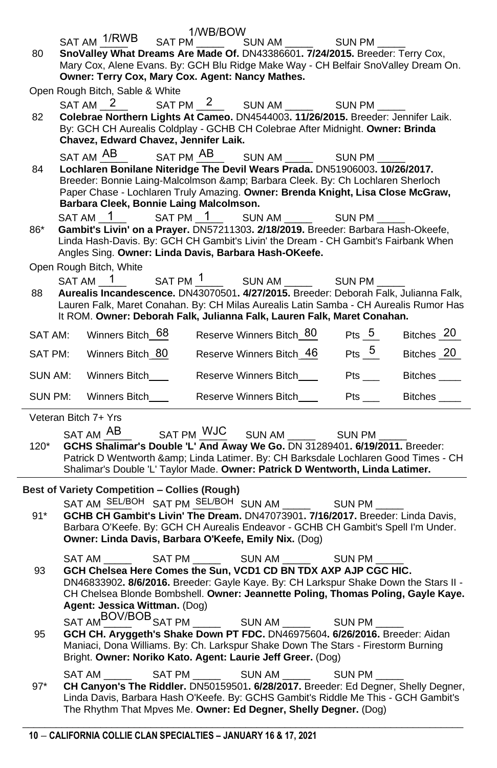SAT AM 1/RWB SAT PM 1/WB/BOW SUN AM _____ SUN PM _____

80 **SnoValley What Dreams Are Made Of.** DN43386601**. 7/24/2015.** Breeder: Terry Cox, Mary Cox, Alene Evans. By: GCH Blu Ridge Make Way - CH Belfair SnoValley Dream On. **Owner: Terry Cox, Mary Cox. Agent: Nancy Mathes.**

Open Rough Bitch, Sable & White

SAT AM 2 SAT PM 2 SUN AM _____ SUN PM _____

82 **Colebrae Northern Lights At Cameo.** DN4544003**. 11/26/2015.** Breeder: Jennifer Laik. By: GCH CH Aurealis Coldplay - GCHB CH Colebrae After Midnight. **Owner: Brinda Chavez, Edward Chavez, Jennifer Laik.**

SAT AM AB SAT PM AB SUN AM _____ SUN PM _____

84 **Lochlaren Bonilane Niteridge The Devil Wears Prada.** DN51906003**. 10/26/2017.** Breeder: Bonnie Laing-Malcolmson &amp; Barbara Cleek. By: Ch Lochlaren Sherloch Paper Chase - Lochlaren Truly Amazing. **Owner: Brenda Knight, Lisa Close McGraw, Barbara Cleek, Bonnie Laing Malcolmson.**

SAT AM 1 SAT PM 1 SUN AM _____ SUN PM _____

86* **Gambit's Livin' on a Prayer.** DN57211303**. 2/18/2019.** Breeder: Barbara Hash-Okeefe, Linda Hash-Davis. By: GCH CH Gambit's Livin' the Dream - CH Gambit's Fairbank When Angles Sing. **Owner: Linda Davis, Barbara Hash-OKeefe.**

Open Rough Bitch, White

SAT AM 1 SAT PM 1 SUN AM _____ SUN PM _____

88 **Aurealis Incandescence.** DN43070501**. 4/27/2015.** Breeder: Deborah Falk, Julianna Falk, Lauren Falk, Maret Conahan. By: CH Milas Aurealis Latin Samba - CH Aurealis Rumor Has It ROM. **Owner: Deborah Falk, Julianna Falk, Lauren Falk, Maret Conahan.**

| | | | | |
|---|---|---|---|---|
| SAT AM: | Winners Bitch 68 | Reserve Winners Bitch 80 | Pts 5 | Bitches 20 |
| SAT PM: | Winners Bitch 80 | Reserve Winners Bitch 46 | Pts 5 | Bitches 20 |
| SUN AM: | Winners Bitch___ | Reserve Winners Bitch___ | Pts ___ | Bitches ____ |
| SUN PM: | Winners Bitch___ | Reserve Winners Bitch___ | Pts ___ | Bitches ____ |

Veteran Bitch 7+ Yrs

SAT AM AB SAT PM WJC SUN AM _____ SUN PM _____

120* **GCHS Shalimar's Double 'L' And Away We Go.** DN 31289401**. 6/19/2011.** Breeder: Patrick D Wentworth &amp; Linda Latimer. By: CH Barksdale Lochlaren Good Times - CH Shalimar's Double 'L' Taylor Made. **Owner: Patrick D Wentworth, Linda Latimer.**

**Best of Variety Competition – Collies (Rough)**

SAT AM SEL/BOH SAT PM SEL/BOH SUN AM _____ SUN PM _____

91* **GCHB CH Gambit's Livin' The Dream.** DN47073901**. 7/16/2017.** Breeder: Linda Davis, Barbara O'Keefe. By: GCH Aurealis Endeavor - GCHB CH Gambit's Spell I'm Under. **Owner: Linda Davis, Barbara O'Keefe, Emily Nix.** (Dog)

SAT AM _____ SAT PM _____ SUN AM _____ SUN PM _____

93 **GCH Chelsea Here Comes the Sun, VCD1 CD BN TDX AXP AJP CGC HIC.** DN46833902**. 8/6/2016.** Breeder: Gayle Kaye. By: CH Larkspur Shake Down the Stars II - CH Chelsea Blonde Bombshell. **Owner: Jeannette Poling, Thomas Poling, Gayle Kaye. Agent: Jessica Wittman.** (Dog)

SAT AM BOV/BOB SAT PM _____ SUN AM _____ SUN PM _____

95 **GCH CH. Aryggeth's Shake Down PT FDC.** DN46975604**. 6/26/2016.** Breeder: Aidan Maniaci, Dona Williams. By: Ch. Larkspur Shake Down The Stars - Firestorm Burning Bright. **Owner: Noriko Kato. Agent: Laurie Jeff Greer.** (Dog)

SAT AM _____ SAT PM _____ SUN AM _____ SUN PM _____

97* **CH Canyon's The Riddler.** DN50159501**. 6/28/2017.** Breeder: Ed Degner, Shelly Degner, Linda Davis, Barbara Hash O'Keefe. By: GCHS Gambit's Riddle Me This - GCH Gambit's The Rhythm That Mpves Me. **Owner: Ed Degner, Shelly Degner.** (Dog)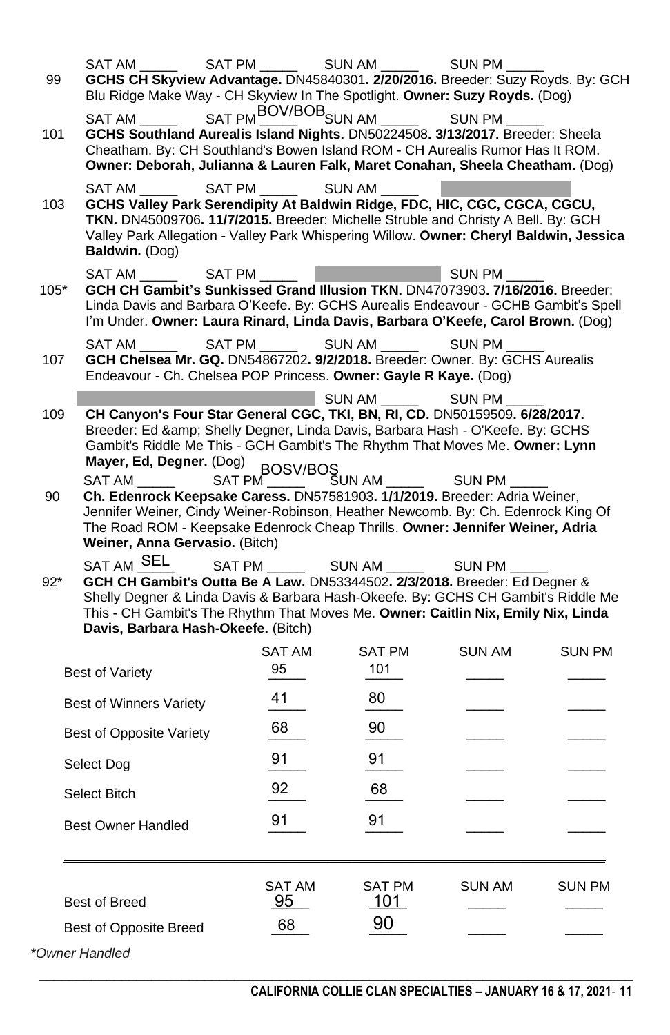SAT AM _____ SAT PM _____ SUN AM _____ SUN PM _____

99 **GCHS CH Skyview Advantage.** DN45840301**. 2/20/2016.** Breeder: Suzy Royds. By: GCH Blu Ridge Make Way - CH Skyview In The Spotlight. **Owner: Suzy Royds.** (Dog)

SAT AM _____ SAT PM BOV/BOB SUN AM _____ SUN PM _____

101 **GCHS Southland Aurealis Island Nights.** DN50224508**. 3/13/2017.** Breeder: Sheela Cheatham. By: CH Southland's Bowen Island ROM - CH Aurealis Rumor Has It ROM. **Owner: Deborah, Julianna & Lauren Falk, Maret Conahan, Sheela Cheatham.** (Dog)

SAT AM _____ SAT PM _____ SUN AM _____

103 **GCHS Valley Park Serendipity At Baldwin Ridge, FDC, HIC, CGC, CGCA, CGCU, TKN.** DN45009706**. 11/7/2015.** Breeder: Michelle Struble and Christy A Bell. By: GCH Valley Park Allegation - Valley Park Whispering Willow. **Owner: Cheryl Baldwin, Jessica Baldwin.** (Dog)

SAT AM _____ SAT PM _____ SUN PM _____

105* **GCH CH Gambit's Sunkissed Grand Illusion TKN.** DN47073903**. 7/16/2016.** Breeder: Linda Davis and Barbara O'Keefe. By: GCHS Aurealis Endeavour - GCHB Gambit's Spell I'm Under. **Owner: Laura Rinard, Linda Davis, Barbara O'Keefe, Carol Brown.** (Dog)

SAT AM _____ SAT PM _____ SUN AM _____ SUN PM _____

107 **GCH Chelsea Mr. GQ.** DN54867202**. 9/2/2018.** Breeder: Owner. By: GCHS Aurealis Endeavour - Ch. Chelsea POP Princess. **Owner: Gayle R Kaye.** (Dog)

SUN AM _____ SUN PM _____

109 **CH Canyon's Four Star General CGC, TKI, BN, RI, CD.** DN50159509**. 6/28/2017.** Breeder: Ed &amp; Shelly Degner, Linda Davis, Barbara Hash - O'Keefe. By: GCHS Gambit's Riddle Me This - GCH Gambit's The Rhythm That Moves Me. **Owner: Lynn Mayer, Ed, Degner.** (Dog)

SAT AM _____ SAT PM BOSV/BOS SUN AM _____ SUN PM _____

90 **Ch. Edenrock Keepsake Caress.** DN57581903**. 1/1/2019.** Breeder: Adria Weiner, Jennifer Weiner, Cindy Weiner-Robinson, Heather Newcomb. By: Ch. Edenrock King Of The Road ROM - Keepsake Edenrock Cheap Thrills. **Owner: Jennifer Weiner, Adria Weiner, Anna Gervasio.** (Bitch)

SAT AM SEL SAT PM _____ SUN AM _____ SUN PM _____

92* **GCH CH Gambit's Outta Be A Law.** DN53344502**. 2/3/2018.** Breeder: Ed Degner & Shelly Degner & Linda Davis & Barbara Hash-Okeefe. By: GCHS CH Gambit's Riddle Me This - CH Gambit's The Rhythm That Moves Me. **Owner: Caitlin Nix, Emily Nix, Linda Davis, Barbara Hash-Okeefe.** (Bitch)

| | SAT AM | SAT PM | SUN AM | SUN PM |
|---|---|---|---|---|
| Best of Variety | 95 | 101 | | |
| Best of Winners Variety | 41 | 80 | | |
| Best of Opposite Variety | 68 | 90 | | |
| Select Dog | 91 | 91 | | |
| Select Bitch | 92 | 68 | | |
| Best Owner Handled | 91 | 91 | | |

| | SAT AM | SAT PM | SUN AM | SUN PM |
|---|---|---|---|---|
| Best of Breed | 95 | 101 | | |
| Best of Opposite Breed | 68 | 90 | | |

*Owner Handled*